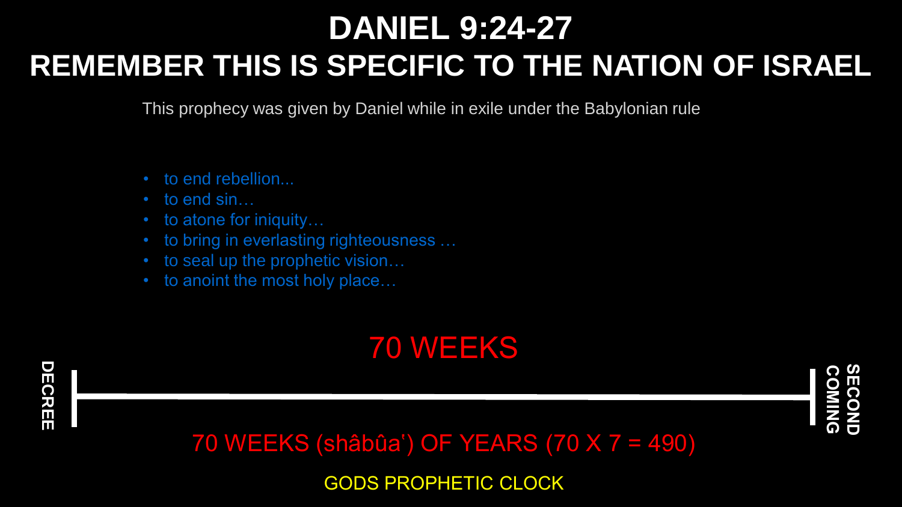# DANIEL 9:24-27

## REMEMBER THIS IS SPECIFIC TO THE NATION OF ISRAEL

This prophecy was given by Daniel while in exile under the Babylonian rule

- to end rebellion...
- to end sin…
- to atone for iniquity…
- to bring in everlasting righteousness …
- to seal up the prophetic vision…
- to anoint the most holy place…

70 WEEKS

DECREE

SECOND COMING

70 WEEKS (shâbûa') OF YEARS (70 X 7 = 490)

GODS PROPHETIC CLOCK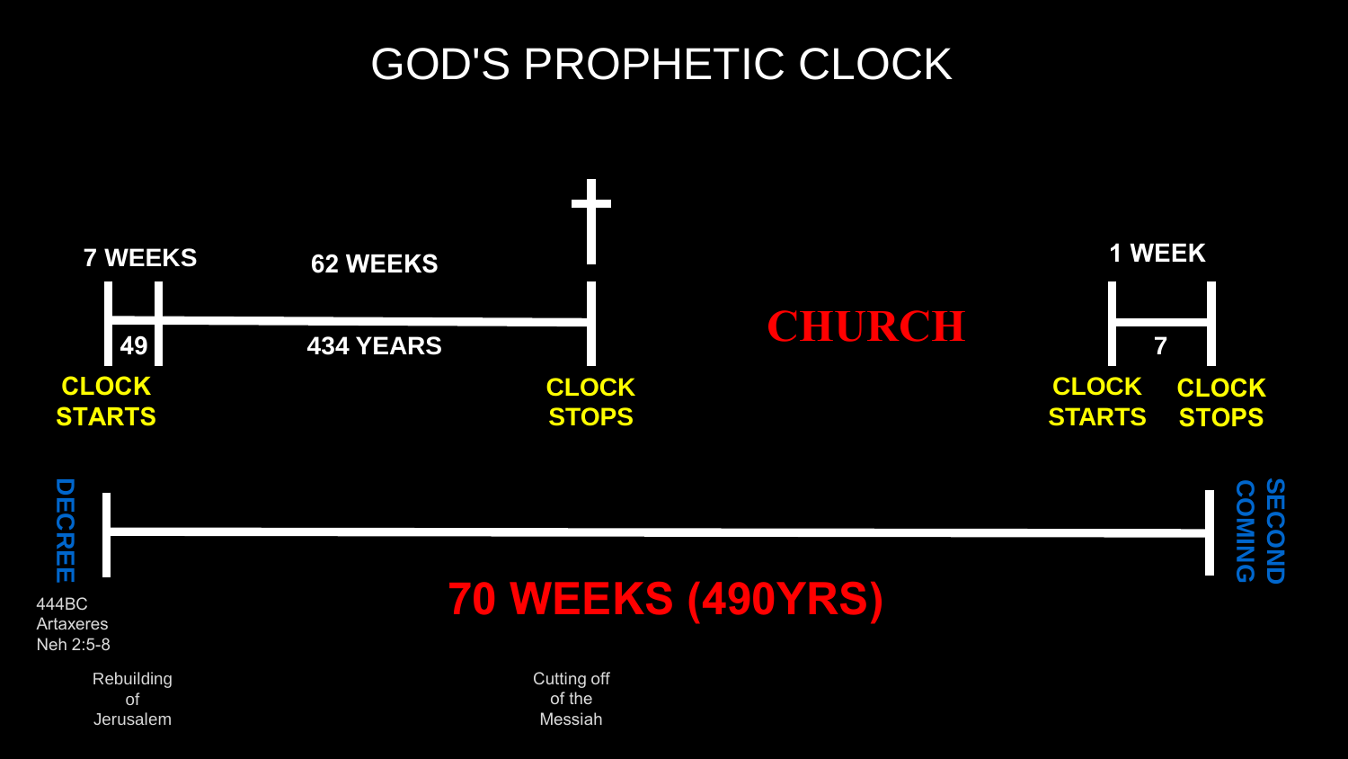# GOD'S PROPHETIC CLOCK

**7 WEEKS** — **49**

**62 WEEKS** — **434 YEARS**

**CLOCK STARTS**

**CLOCK STOPS**

**CHURCH**

**1 WEEK** — **7**

**CLOCK STARTS**

**CLOCK STOPS**

**DECREE**

444BC
Artaxeres
Neh 2:5-8

**SECOND COMING**

**70 WEEKS (490YRS)**

Rebuilding of Jerusalem

Cutting off of the Messiah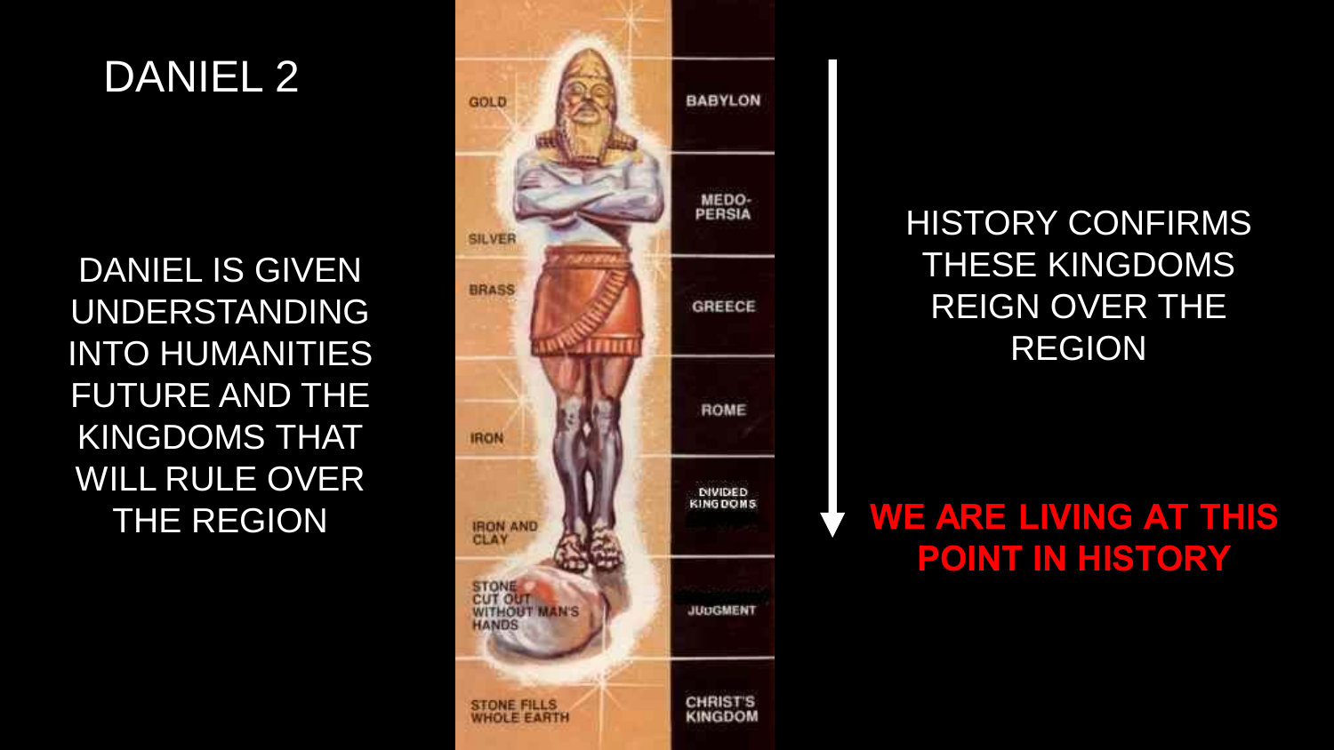# DANIEL 2

DANIEL IS GIVEN UNDERSTANDING INTO HUMANITIES FUTURE AND THE KINGDOMS THAT WILL RULE OVER THE REGION

| GOLD | BABYLON |
| --- | --- |
| SILVER | MEDO-PERSIA |
| BRASS | GREECE |
| IRON | ROME |
| IRON AND CLAY | DIVIDED KINGDOMS |
| STONE CUT OUT WITHOUT MAN'S HANDS | JUDGMENT |
| STONE FILLS WHOLE EARTH | CHRIST'S KINGDOM |

HISTORY CONFIRMS THESE KINGDOMS REIGN OVER THE REGION

**WE ARE LIVING AT THIS POINT IN HISTORY**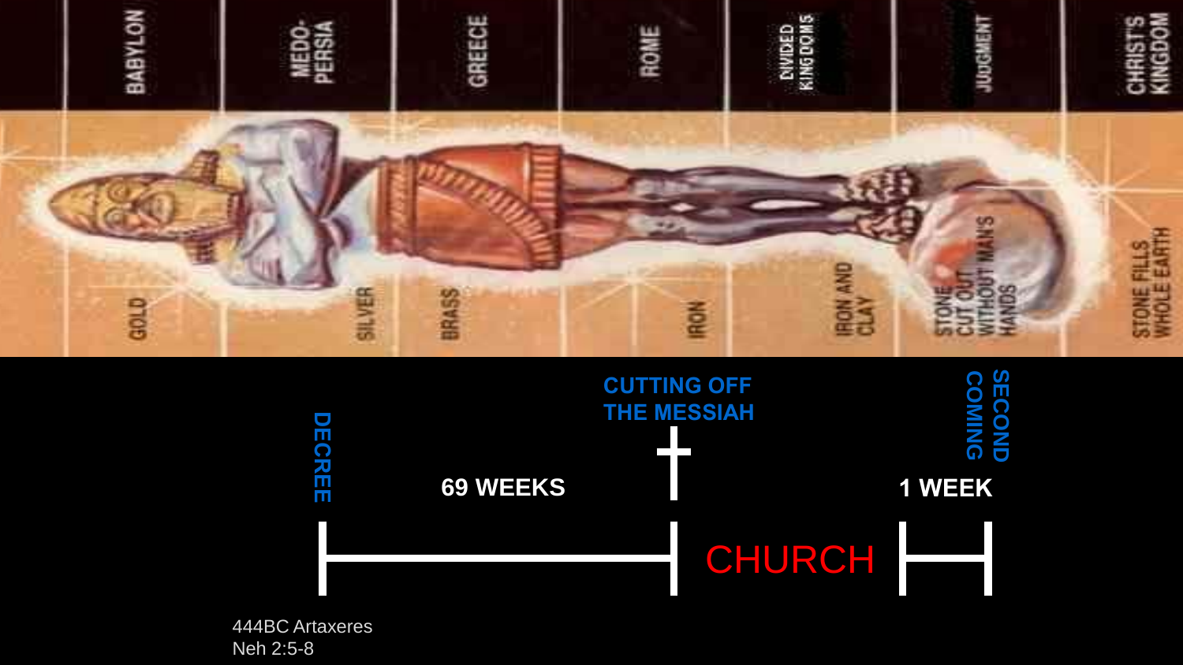| BABYLON | MEDO-PERSIA | GREECE | ROME | DIVIDED KINGDOMS | JUDGMENT | CHRIST'S KINGDOM |
| --- | --- | --- | --- | --- | --- | --- |
| GOLD | SILVER | BRASS | IRON | IRON AND CLAY | STONE CUT OUT WITHOUT MAN'S HANDS | STONE FILLS WHOLE EARTH |

DECREE

69 WEEKS

CUTTING OFF THE MESSIAH

CHURCH

1 WEEK

SECOND COMING

444BC Artaxeres
Neh 2:5-8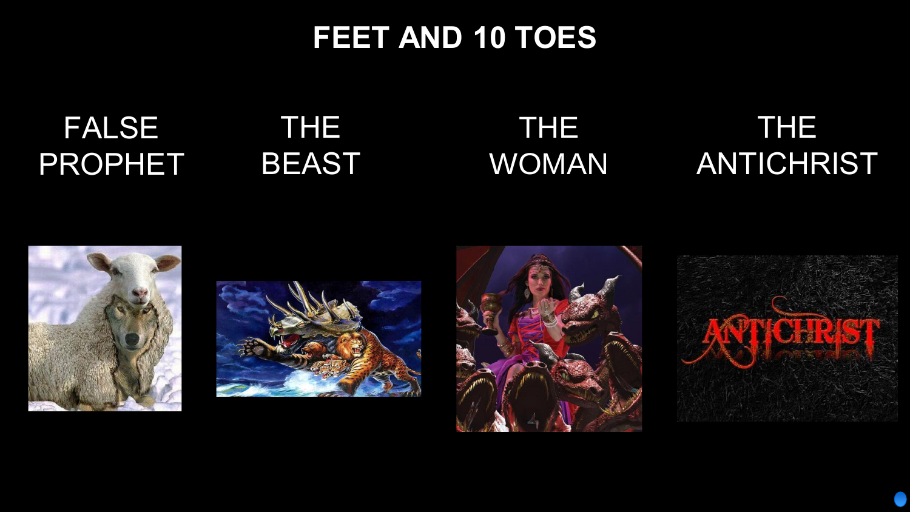# FEET AND 10 TOES

FALSE PROPHET

THE BEAST

THE WOMAN

THE ANTICHRIST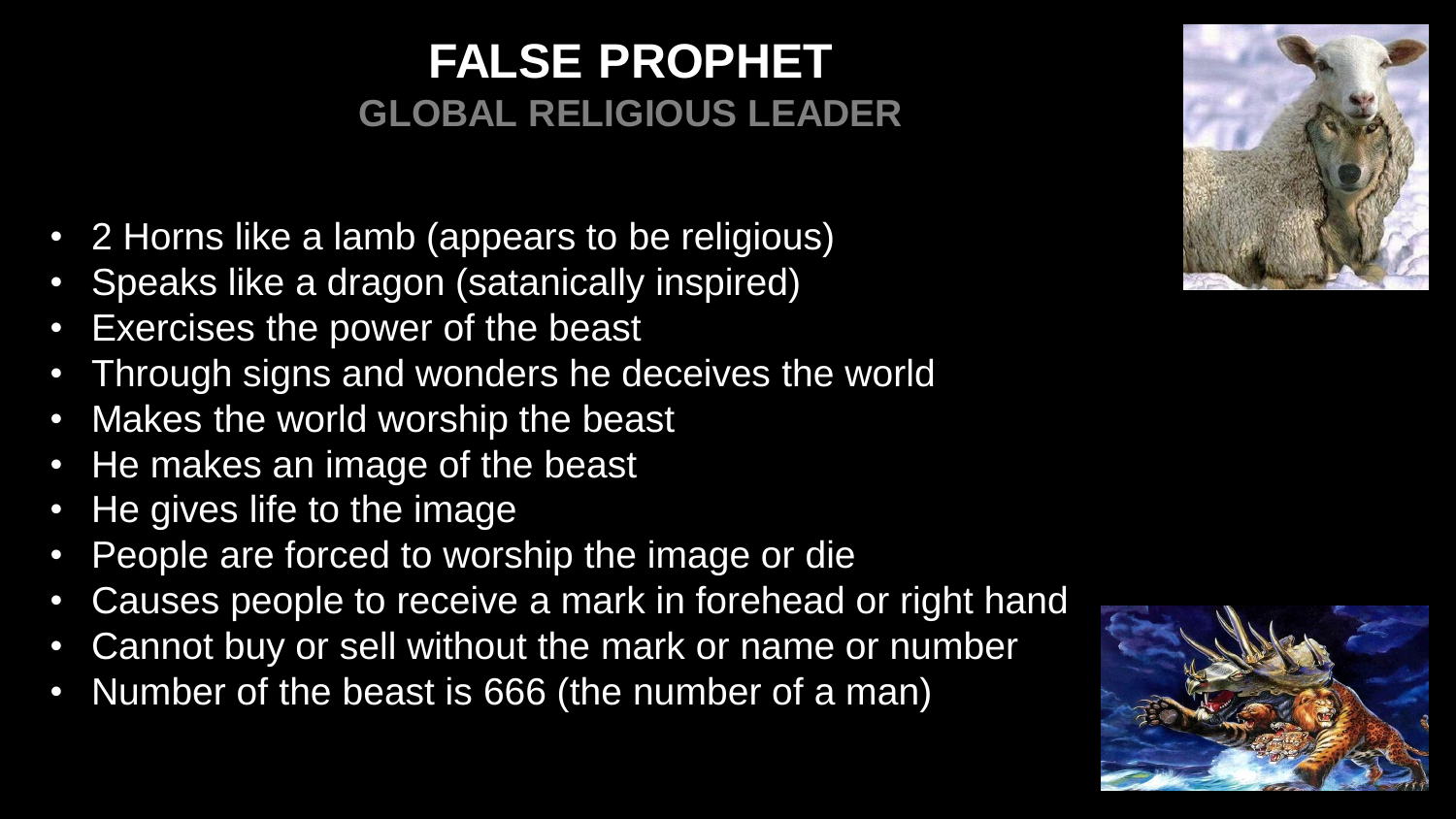# FALSE PROPHET

## GLOBAL RELIGIOUS LEADER

- 2 Horns like a lamb (appears to be religious)
- Speaks like a dragon (satanically inspired)
- Exercises the power of the beast
- Through signs and wonders he deceives the world
- Makes the world worship the beast
- He makes an image of the beast
- He gives life to the image
- People are forced to worship the image or die
- Causes people to receive a mark in forehead or right hand
- Cannot buy or sell without the mark or name or number
- Number of the beast is 666 (the number of a man)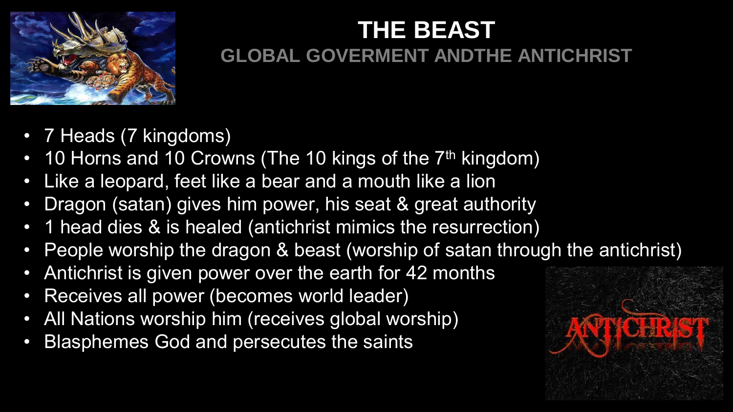# THE BEAST

## GLOBAL GOVERMENT ANDTHE ANTICHRIST

- 7 Heads (7 kingdoms)
- 10 Horns and 10 Crowns (The 10 kings of the 7th kingdom)
- Like a leopard, feet like a bear and a mouth like a lion
- Dragon (satan) gives him power, his seat & great authority
- 1 head dies & is healed (antichrist mimics the resurrection)
- People worship the dragon & beast (worship of satan through the antichrist)
- Antichrist is given power over the earth for 42 months
- Receives all power (becomes world leader)
- All Nations worship him (receives global worship)
- Blasphemes God and persecutes the saints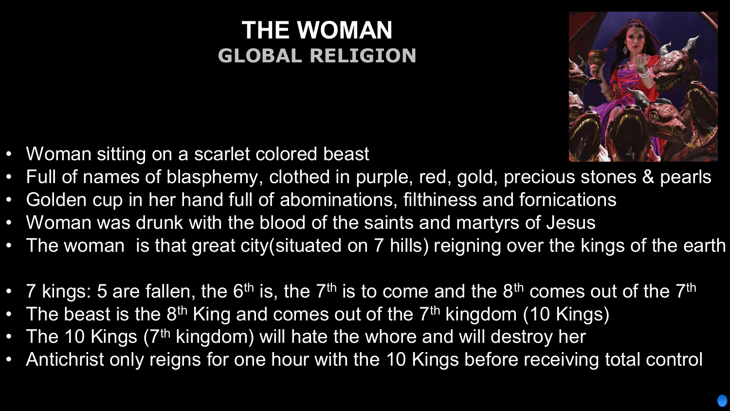# THE WOMAN
## GLOBAL RELIGION

- Woman sitting on a scarlet colored beast
- Full of names of blasphemy, clothed in purple, red, gold, precious stones & pearls
- Golden cup in her hand full of abominations, filthiness and fornications
- Woman was drunk with the blood of the saints and martyrs of Jesus
- The woman is that great city(situated on 7 hills) reigning over the kings of the earth

- 7 kings: 5 are fallen, the 6th is, the 7th is to come and the 8th comes out of the 7th
- The beast is the 8th King and comes out of the 7th kingdom (10 Kings)
- The 10 Kings (7th kingdom) will hate the whore and will destroy her
- Antichrist only reigns for one hour with the 10 Kings before receiving total control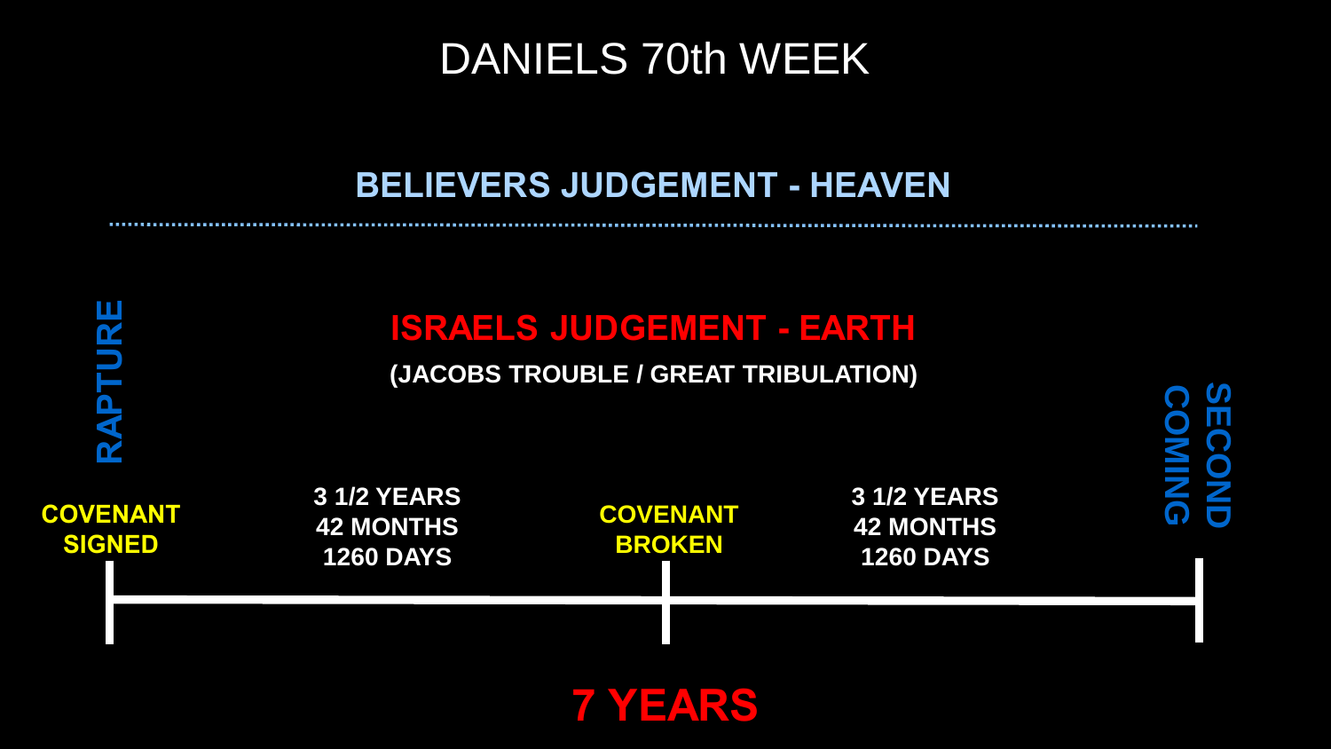# DANIELS 70th WEEK

**BELIEVERS JUDGEMENT - HEAVEN**

**ISRAELS JUDGEMENT - EARTH**

**(JACOBS TROUBLE / GREAT TRIBULATION)**

**RAPTURE**

**SECOND COMING**

**COVENANT SIGNED**

**3 1/2 YEARS**
**42 MONTHS**
**1260 DAYS**

**COVENANT BROKEN**

**3 1/2 YEARS**
**42 MONTHS**
**1260 DAYS**

**7 YEARS**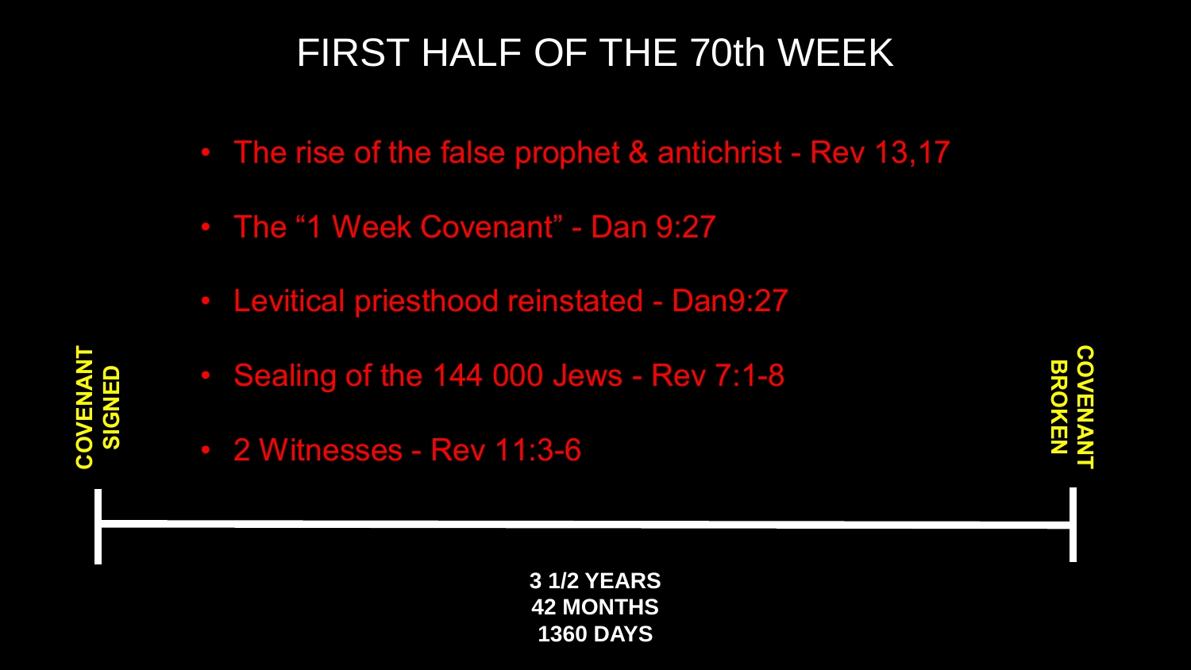# FIRST HALF OF THE 70th WEEK

- The rise of the false prophet & antichrist - Rev 13,17
- The "1 Week Covenant" - Dan 9:27
- Levitical priesthood reinstated - Dan9:27
- Sealing of the 144 000 Jews - Rev 7:1-8
- 2 Witnesses - Rev 11:3-6

**COVENANT SIGNED**

**COVENANT BROKEN**

**3 1/2 YEARS**
**42 MONTHS**
**1360 DAYS**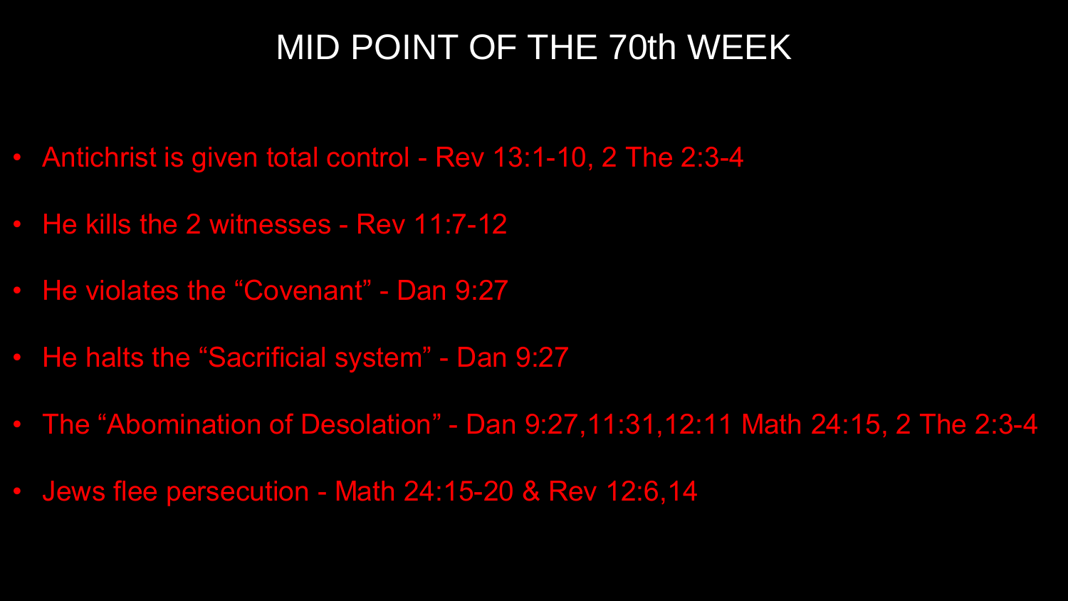# MID POINT OF THE 70th WEEK

- Antichrist is given total control - Rev 13:1-10, 2 The 2:3-4
- He kills the 2 witnesses - Rev 11:7-12
- He violates the “Covenant” - Dan 9:27
- He halts the “Sacrificial system” - Dan 9:27
- The “Abomination of Desolation” - Dan 9:27,11:31,12:11 Math 24:15, 2 The 2:3-4
- Jews flee persecution - Math 24:15-20 & Rev 12:6,14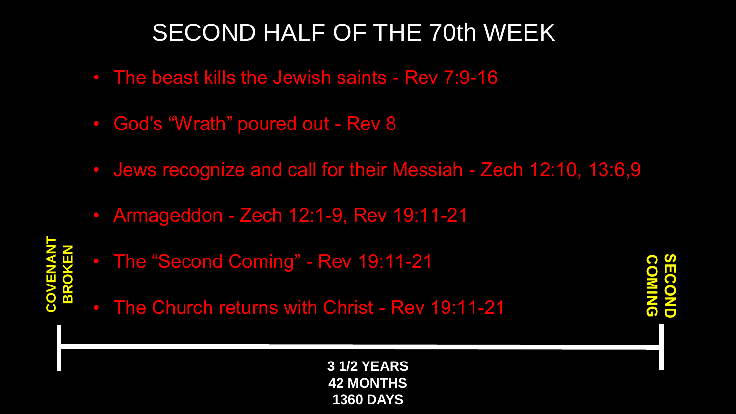# SECOND HALF OF THE 70th WEEK

- The beast kills the Jewish saints - Rev 7:9-16
- God's "Wrath" poured out - Rev 8
- Jews recognize and call for their Messiah - Zech 12:10, 13:6,9
- Armageddon - Zech 12:1-9, Rev 19:11-21
- The "Second Coming" - Rev 19:11-21
- The Church returns with Christ - Rev 19:11-21

**COVENANT BROKEN**

**SECOND COMING**

**3 1/2 YEARS**
**42 MONTHS**
**1360 DAYS**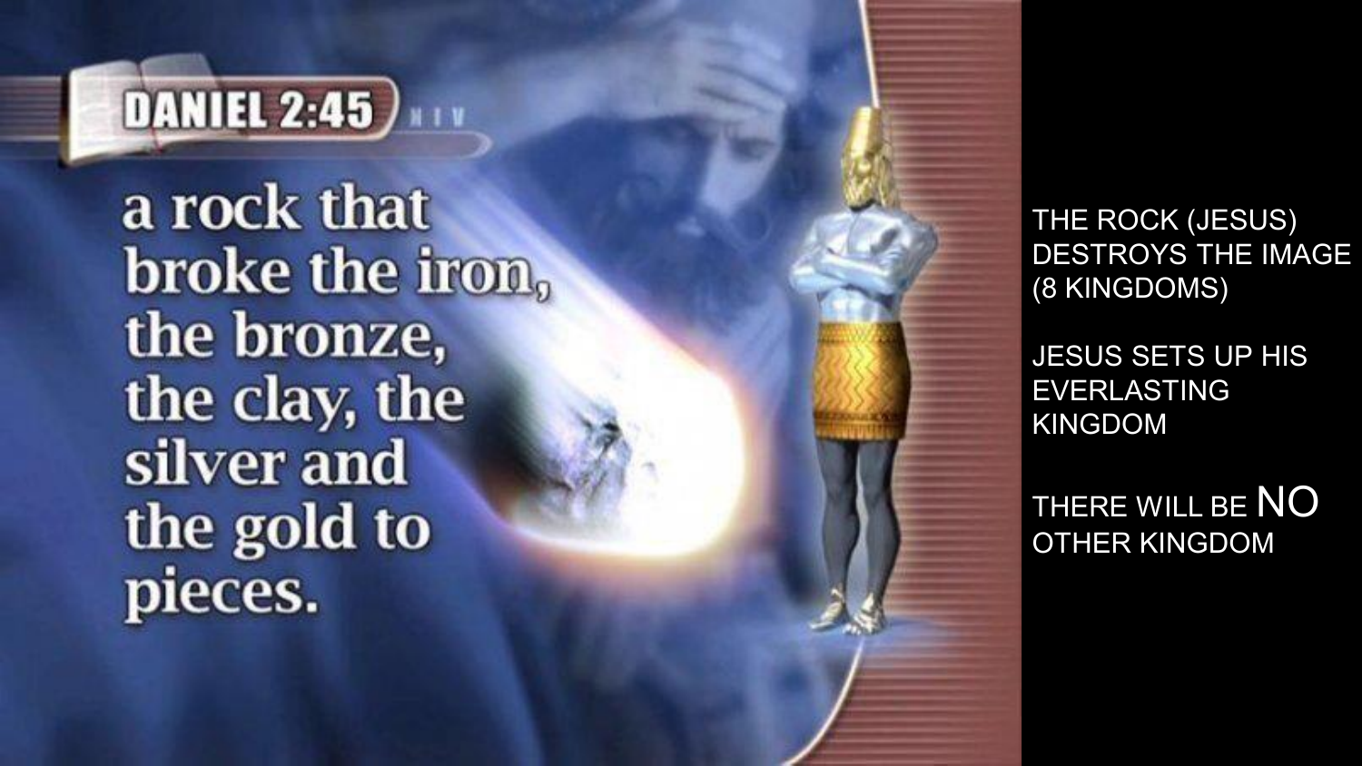## DANIEL 2:45 NIV

a rock that broke the iron, the bronze, the clay, the silver and the gold to pieces.

THE ROCK (JESUS) DESTROYS THE IMAGE (8 KINGDOMS)

JESUS SETS UP HIS EVERLASTING KINGDOM

THERE WILL BE NO OTHER KINGDOM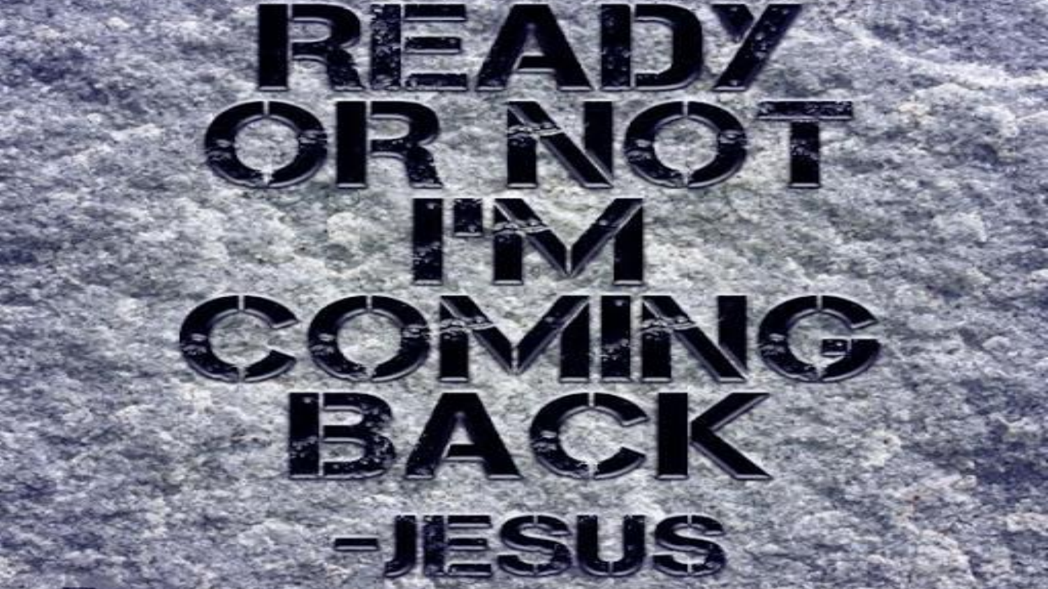READY
OR NOT
I'M
COMING
BACK
-JESUS